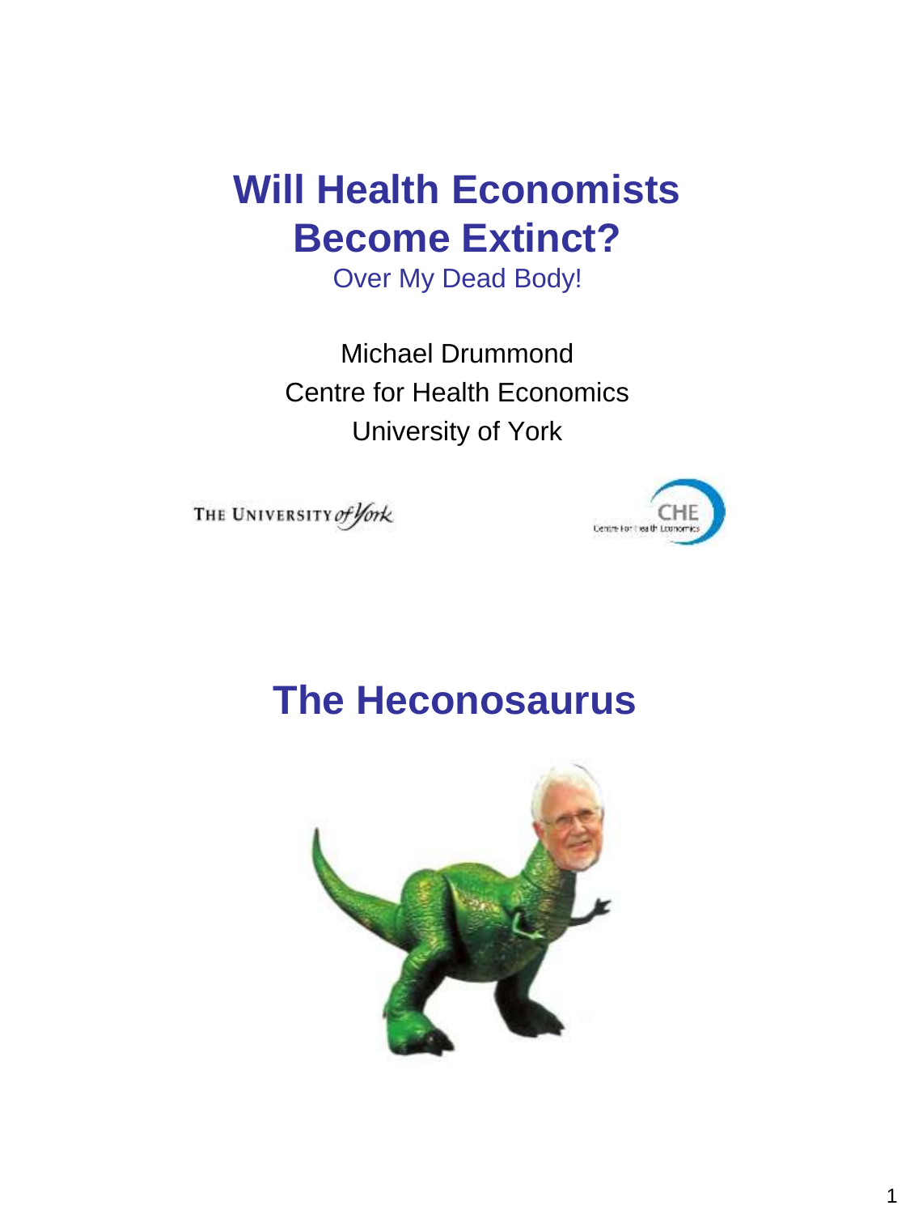# Will Health Economists Become Extinct?

Over My Dead Body!

Michael Drummond
Centre for Health Economics
University of York

THE UNIVERSITY *of York*

CHE Centre for Health Economics

# The Heconosaurus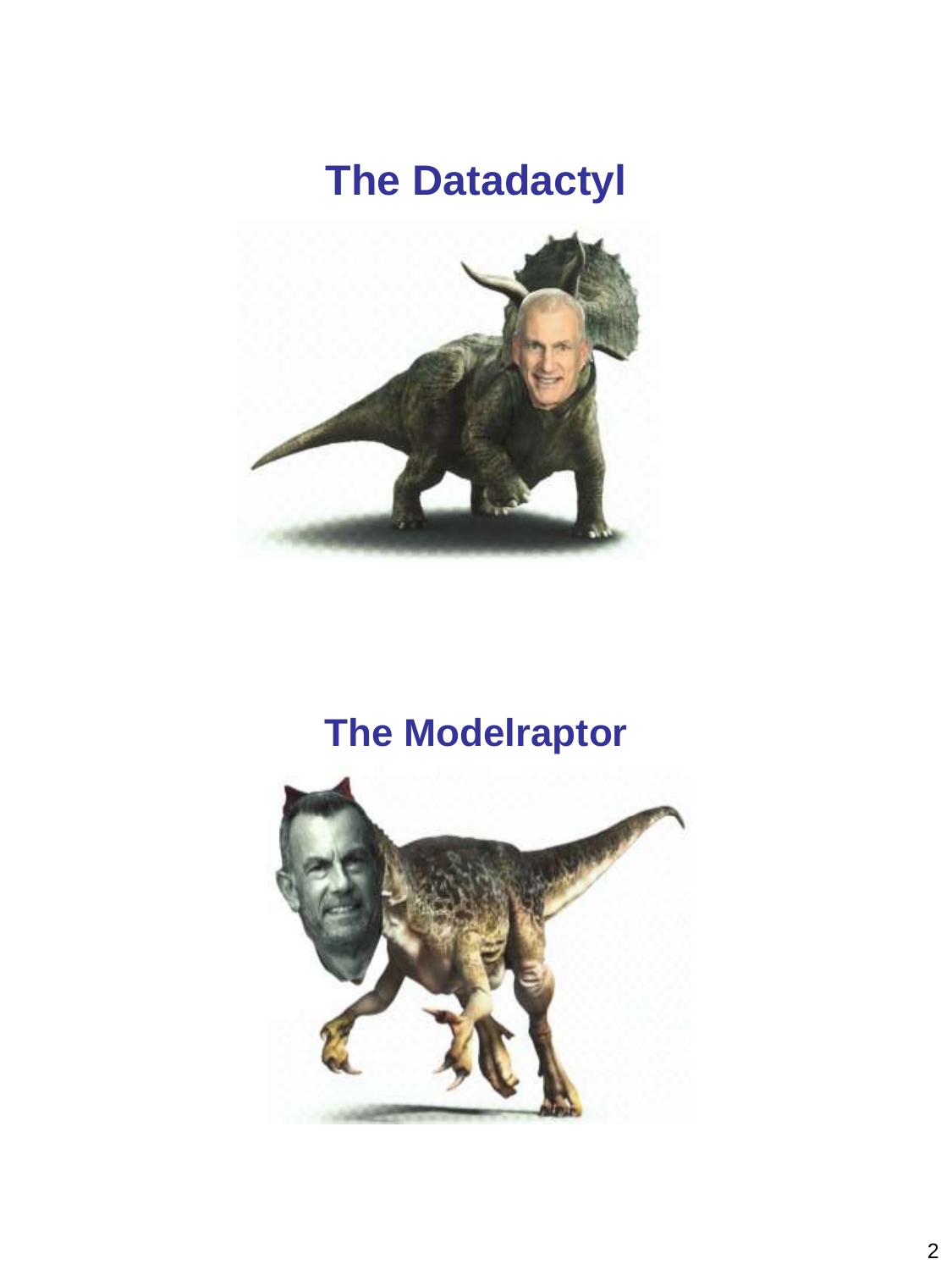## The Datadactyl

## The Modelraptor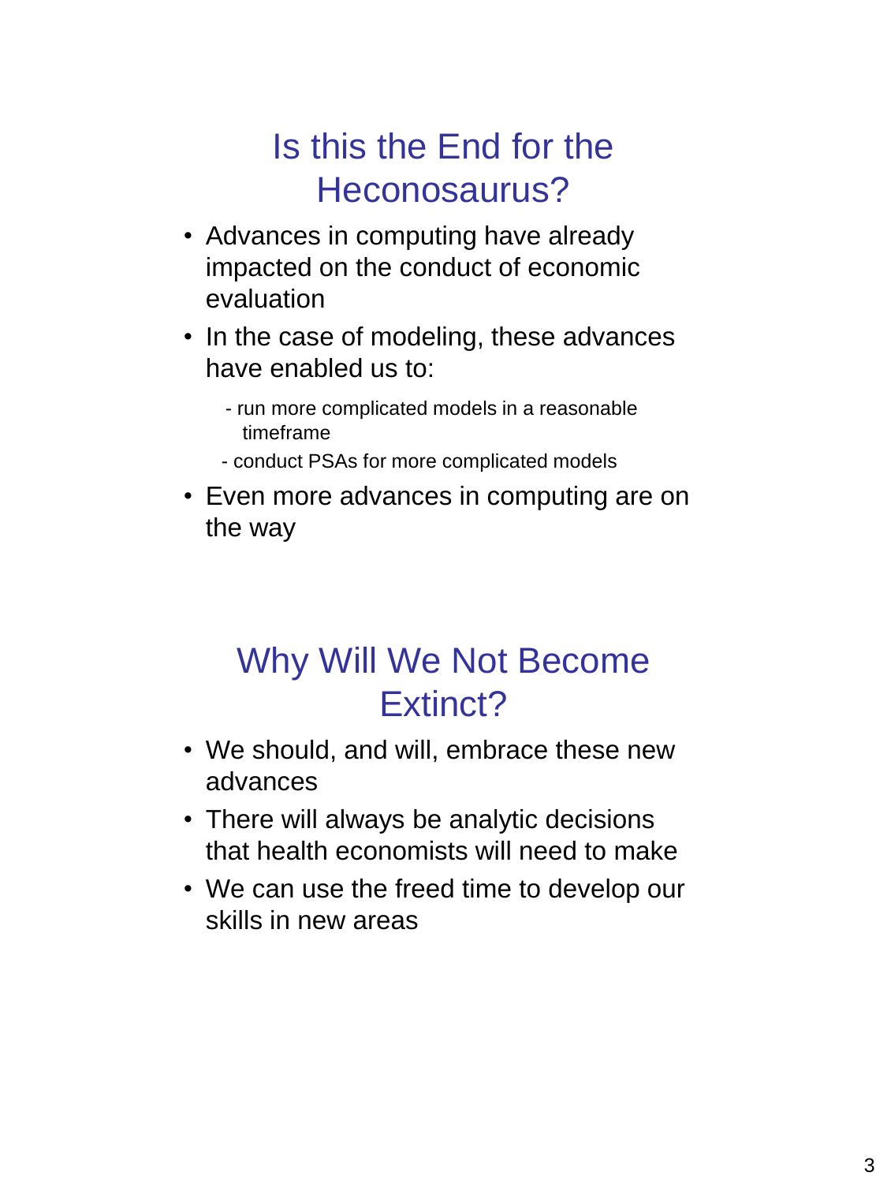## Is this the End for the Heconosaurus?

- Advances in computing have already impacted on the conduct of economic evaluation
- In the case of modeling, these advances have enabled us to:
  - run more complicated models in a reasonable timeframe
  - conduct PSAs for more complicated models
- Even more advances in computing are on the way

## Why Will We Not Become Extinct?

- We should, and will, embrace these new advances
- There will always be analytic decisions that health economists will need to make
- We can use the freed time to develop our skills in new areas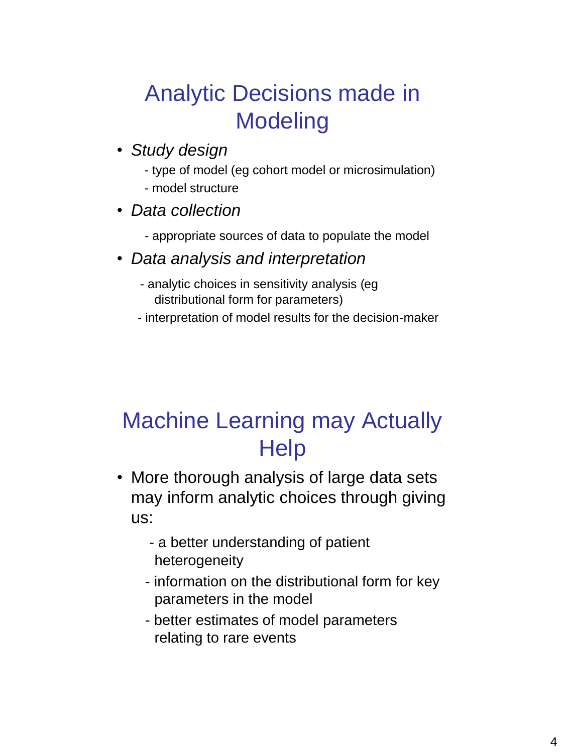## Analytic Decisions made in Modeling

- *Study design*
  - type of model (eg cohort model or microsimulation)
  - model structure
- *Data collection*
  - appropriate sources of data to populate the model
- *Data analysis and interpretation*
  - analytic choices in sensitivity analysis (eg distributional form for parameters)
  - interpretation of model results for the decision-maker

## Machine Learning may Actually Help

- More thorough analysis of large data sets may inform analytic choices through giving us:
  - a better understanding of patient heterogeneity
  - information on the distributional form for key parameters in the model
  - better estimates of model parameters relating to rare events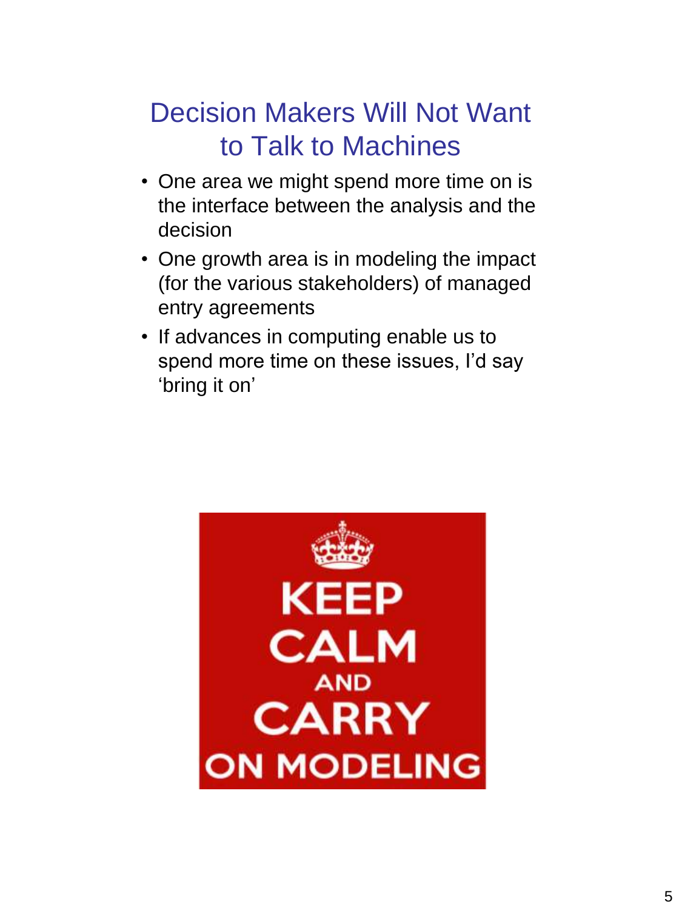# Decision Makers Will Not Want to Talk to Machines

- One area we might spend more time on is the interface between the analysis and the decision
- One growth area is in modeling the impact (for the various stakeholders) of managed entry agreements
- If advances in computing enable us to spend more time on these issues, I'd say 'bring it on'

KEEP CALM AND CARRY ON MODELING